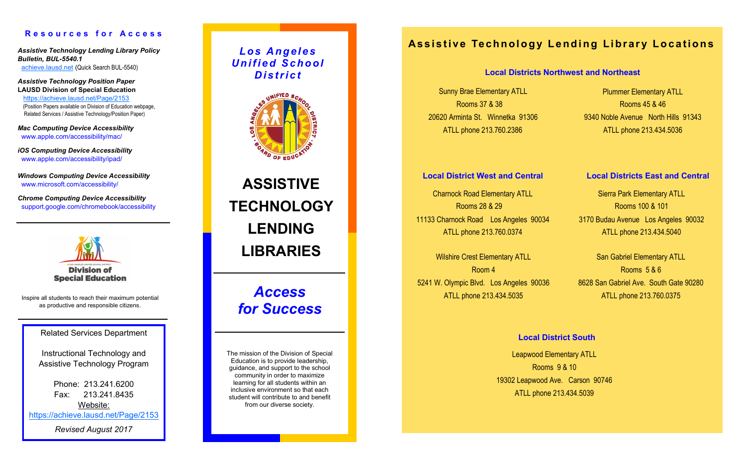## Resources for Access

***Assistive Technology Lending Library Policy Bulletin, BUL-5540.1***
achieve.lausd.net (Quick Search BUL-5540)

***Assistive Technology Position Paper***
**LAUSD Division of Special Education**
https://achieve.lausd.net/Page/2153
(Position Papers available on Division of Education webpage, Related Services / Assistive Technology/Position Paper)

***Mac Computing Device Accessibility***
www.apple.com/accessibility/mac/

***iOS Computing Device Accessibility***
www.apple.com/accessibility/ipad/

***Windows Computing Device Accessibility***
www.microsoft.com/accessibility/

***Chrome Computing Device Accessibility***
support.google.com/chromebook/accessibility

---

Division of Special Education

Inspire all students to reach their maximum potential as productive and responsible citizens.

---

Related Services Department

Instructional Technology and Assistive Technology Program

Phone: 213.241.6200
Fax: 213.241.8435
Website:
https://achieve.lausd.net/Page/2153

*Revised August 2017*

---

***Los Angeles Unified School District***

# ASSISTIVE TECHNOLOGY LENDING LIBRARIES

***Access for Success***

The mission of the Division of Special Education is to provide leadership, guidance, and support to the school community in order to maximize learning for all students within an inclusive environment so that each student will contribute to and benefit from our diverse society.

---

## Assistive Technology Lending Library Locations

### Local Districts Northwest and Northeast

Sunny Brae Elementary ATLL
Rooms 37 & 38
20620 Arminta St. Winnetka 91306
ATLL phone 213.760.2386

Plummer Elementary ATLL
Rooms 45 & 46
9340 Noble Avenue North Hills 91343
ATLL phone 213.434.5036

### Local District West and Central

Charnock Road Elementary ATLL
Rooms 28 & 29
11133 Charnock Road Los Angeles 90034
ATLL phone 213.760.0374

Wilshire Crest Elementary ATLL
Room 4
5241 W. Olympic Blvd. Los Angeles 90036
ATLL phone 213.434.5035

### Local Districts East and Central

Sierra Park Elementary ATLL
Rooms 100 & 101
3170 Budau Avenue Los Angeles 90032
ATLL phone 213.434.5040

San Gabriel Elementary ATLL
Rooms 5 & 6
8628 San Gabriel Ave. South Gate 90280
ATLL phone 213.760.0375

### Local District South

Leapwood Elementary ATLL
Rooms 9 & 10
19302 Leapwood Ave. Carson 90746
ATLL phone 213.434.5039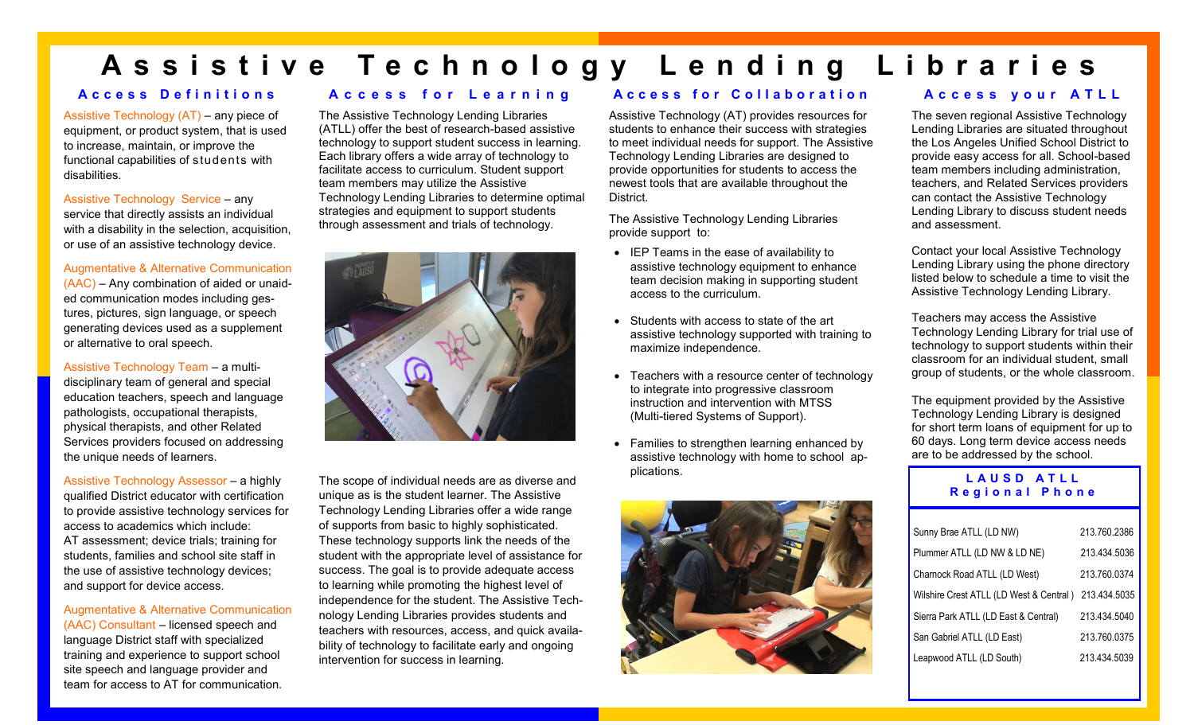# Assistive Technology Lending Libraries

## Access Definitions

Assistive Technology (AT) – any piece of equipment, or product system, that is used to increase, maintain, or improve the functional capabilities of students with disabilities.

Assistive Technology Service – any service that directly assists an individual with a disability in the selection, acquisition, or use of an assistive technology device.

Augmentative & Alternative Communication (AAC) – Any combination of aided or unaided communication modes including gestures, pictures, sign language, or speech generating devices used as a supplement or alternative to oral speech.

Assistive Technology Team – a multi-disciplinary team of general and special education teachers, speech and language pathologists, occupational therapists, physical therapists, and other Related Services providers focused on addressing the unique needs of learners.

Assistive Technology Assessor – a highly qualified District educator with certification to provide assistive technology services for access to academics which include: AT assessment; device trials; training for students, families and school site staff in the use of assistive technology devices; and support for device access.

Augmentative & Alternative Communication (AAC) Consultant – licensed speech and language District staff with specialized training and experience to support school site speech and language provider and team for access to AT for communication.

## Access for Learning

The Assistive Technology Lending Libraries (ATLL) offer the best of research-based assistive technology to support student success in learning. Each library offers a wide array of technology to facilitate access to curriculum. Student support team members may utilize the Assistive Technology Lending Libraries to determine optimal strategies and equipment to support students through assessment and trials of technology.

The scope of individual needs are as diverse and unique as is the student learner. The Assistive Technology Lending Libraries offer a wide range of supports from basic to highly sophisticated. These technology supports link the needs of the student with the appropriate level of assistance for success. The goal is to provide adequate access to learning while promoting the highest level of independence for the student. The Assistive Technology Lending Libraries provides students and teachers with resources, access, and quick availability of technology to facilitate early and ongoing intervention for success in learning.

## Access for Collaboration

Assistive Technology (AT) provides resources for students to enhance their success with strategies to meet individual needs for support. The Assistive Technology Lending Libraries are designed to provide opportunities for students to access the newest tools that are available throughout the District.

The Assistive Technology Lending Libraries provide support to:

- IEP Teams in the ease of availability to assistive technology equipment to enhance team decision making in supporting student access to the curriculum.
- Students with access to state of the art assistive technology supported with training to maximize independence.
- Teachers with a resource center of technology to integrate into progressive classroom instruction and intervention with MTSS (Multi-tiered Systems of Support).
- Families to strengthen learning enhanced by assistive technology with home to school applications.

## Access your ATLL

The seven regional Assistive Technology Lending Libraries are situated throughout the Los Angeles Unified School District to provide easy access for all. School-based team members including administration, teachers, and Related Services providers can contact the Assistive Technology Lending Library to discuss student needs and assessment.

Contact your local Assistive Technology Lending Library using the phone directory listed below to schedule a time to visit the Assistive Technology Lending Library.

Teachers may access the Assistive Technology Lending Library for trial use of technology to support students within their classroom for an individual student, small group of students, or the whole classroom.

The equipment provided by the Assistive Technology Lending Library is designed for short term loans of equipment for up to 60 days. Long term device access needs are to be addressed by the school.

### LAUSD ATLL Regional Phone

| | |
|---|---|
| Sunny Brae ATLL (LD NW) | 213.760.2386 |
| Plummer ATLL (LD NW & LD NE) | 213.434.5036 |
| Charnock Road ATLL (LD West) | 213.760.0374 |
| Wilshire Crest ATLL (LD West & Central) | 213.434.5035 |
| Sierra Park ATLL (LD East & Central) | 213.434.5040 |
| San Gabriel ATLL (LD East) | 213.760.0375 |
| Leapwood ATLL (LD South) | 213.434.5039 |